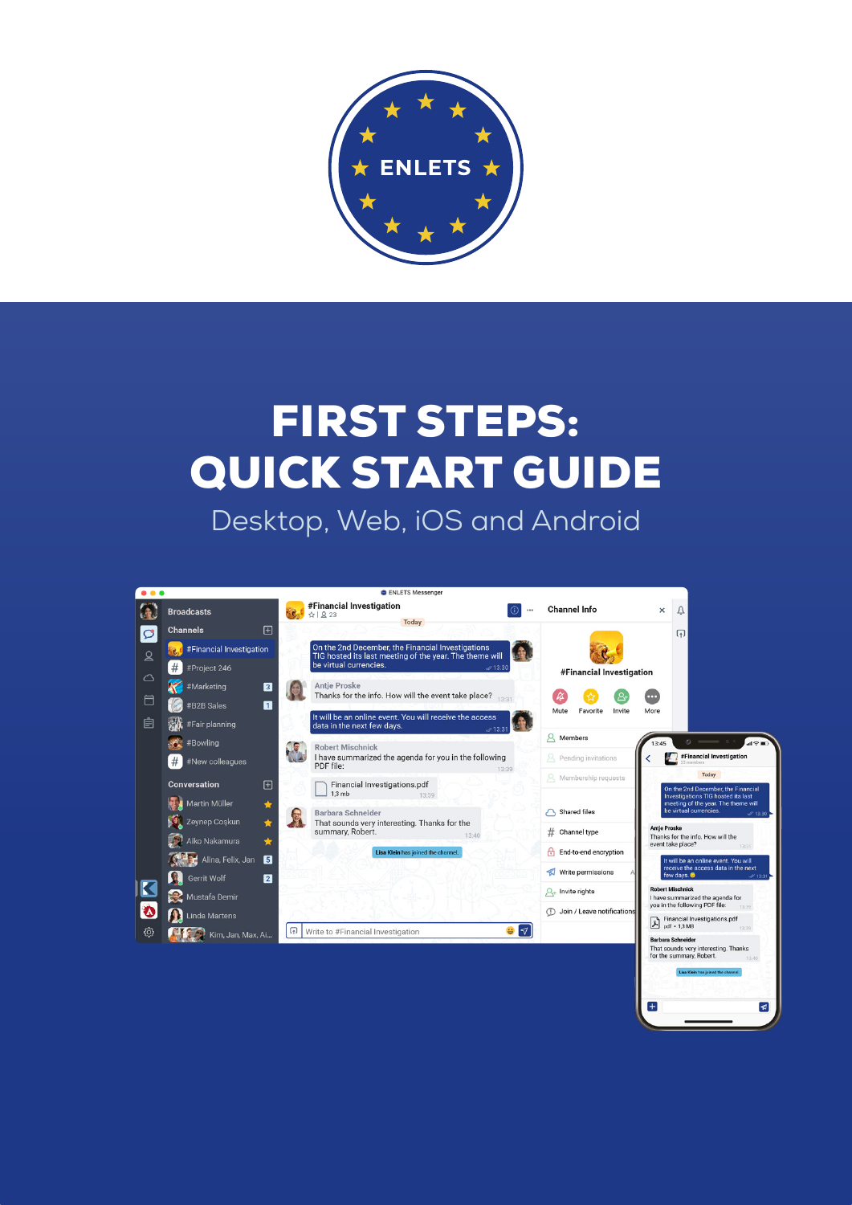ENLETS

# FIRST STEPS: QUICK START GUIDE

Desktop, Web, iOS and Android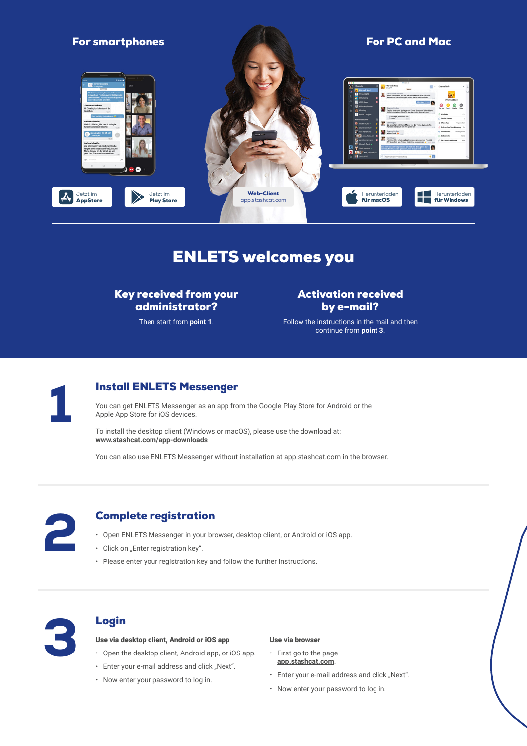**For smartphones**

**For PC and Mac**

Jetzt im **AppStore**

Jetzt im **Play Store**

**Web-Client** app.stashcat.com

Herunterladen **für macOS**

Herunterladen **für Windows**

# ENLETS welcomes you

## Key received from your administrator?

Then start from **point 1**.

## Activation received by e-mail?

Follow the instructions in the mail and then continue from **point 3**.

## 1 Install ENLETS Messenger

You can get ENLETS Messenger as an app from the Google Play Store for Android or the Apple App Store for iOS devices.

To install the desktop client (Windows or macOS), please use the download at: **www.stashcat.com/app-downloads**

You can also use ENLETS Messenger without installation at app.stashcat.com in the browser.

## 2 Complete registration

- Open ENLETS Messenger in your browser, desktop client, or Android or iOS app.
- Click on „Enter registration key".
- Please enter your registration key and follow the further instructions.

## 3 Login

**Use via desktop client, Android or iOS app**

- Open the desktop client, Android app, or iOS app.
- Enter your e-mail address and click „Next".
- Now enter your password to log in.

**Use via browser**

- First go to the page **app.stashcat.com**.
- Enter your e-mail address and click „Next".
- Now enter your password to log in.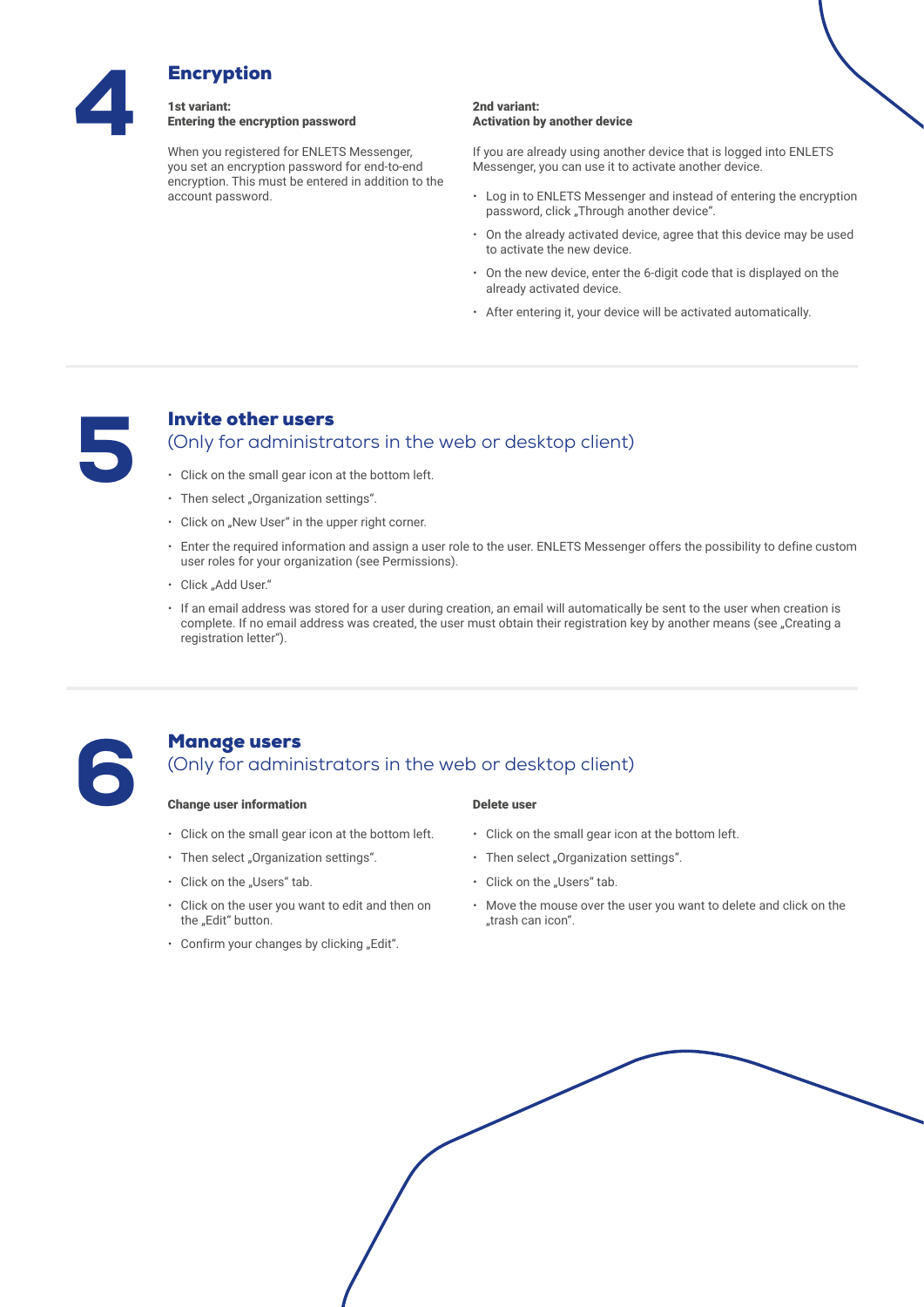# 4 Encryption

### 1st variant: Entering the encryption password

When you registered for ENLETS Messenger, you set an encryption password for end-to-end encryption. This must be entered in addition to the account password.

### 2nd variant: Activation by another device

If you are already using another device that is logged into ENLETS Messenger, you can use it to activate another device.

- Log in to ENLETS Messenger and instead of entering the encryption password, click „Through another device".
- On the already activated device, agree that this device may be used to activate the new device.
- On the new device, enter the 6-digit code that is displayed on the already activated device.
- After entering it, your device will be activated automatically.

# 5 Invite other users

## (Only for administrators in the web or desktop client)

- Click on the small gear icon at the bottom left.
- Then select „Organization settings".
- Click on „New User" in the upper right corner.
- Enter the required information and assign a user role to the user. ENLETS Messenger offers the possibility to define custom user roles for your organization (see Permissions).
- Click „Add User."
- If an email address was stored for a user during creation, an email will automatically be sent to the user when creation is complete. If no email address was created, the user must obtain their registration key by another means (see „Creating a registration letter").

# 6 Manage users

## (Only for administrators in the web or desktop client)

### Change user information

- Click on the small gear icon at the bottom left.
- Then select „Organization settings".
- Click on the „Users" tab.
- Click on the user you want to edit and then on the „Edit" button.
- Confirm your changes by clicking „Edit".

### Delete user

- Click on the small gear icon at the bottom left.
- Then select „Organization settings".
- Click on the „Users" tab.
- Move the mouse over the user you want to delete and click on the „trash can icon".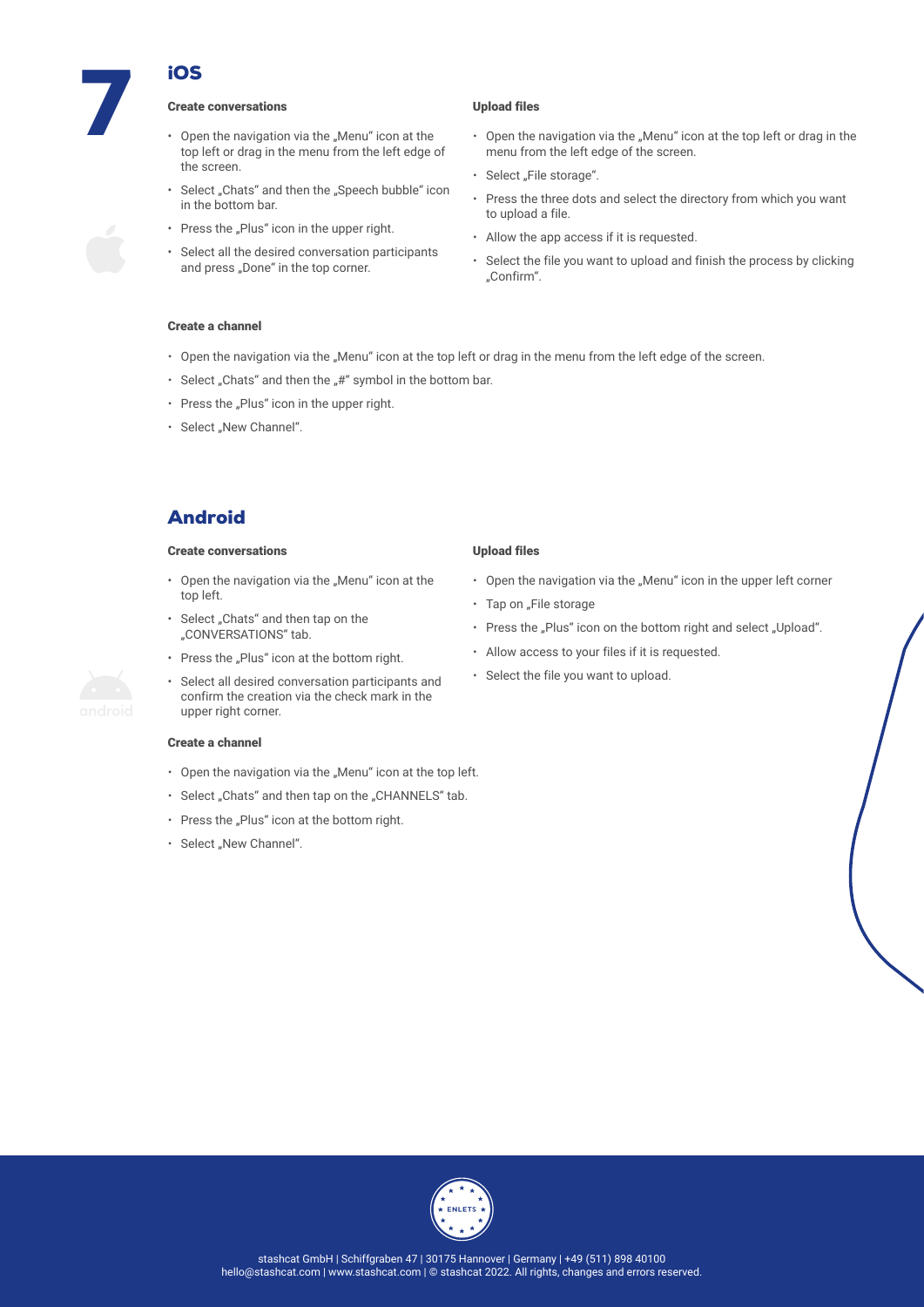# 7

## iOS

### Create conversations

- Open the navigation via the „Menu" icon at the top left or drag in the menu from the left edge of the screen.
- Select „Chats" and then the „Speech bubble" icon in the bottom bar.
- Press the „Plus" icon in the upper right.
- Select all the desired conversation participants and press „Done" in the top corner.

### Upload files

- Open the navigation via the „Menu" icon at the top left or drag in the menu from the left edge of the screen.
- Select „File storage".
- Press the three dots and select the directory from which you want to upload a file.
- Allow the app access if it is requested.
- Select the file you want to upload and finish the process by clicking „Confirm".

### Create a channel

- Open the navigation via the „Menu" icon at the top left or drag in the menu from the left edge of the screen.
- Select „Chats" and then the „#" symbol in the bottom bar.
- Press the „Plus" icon in the upper right.
- Select „New Channel".

## Android

### Create conversations

- Open the navigation via the „Menu" icon at the top left.
- Select „Chats" and then tap on the „CONVERSATIONS" tab.
- Press the „Plus" icon at the bottom right.
- Select all desired conversation participants and confirm the creation via the check mark in the upper right corner.

### Upload files

- Open the navigation via the „Menu" icon in the upper left corner
- Tap on „File storage
- Press the „Plus" icon on the bottom right and select „Upload".
- Allow access to your files if it is requested.
- Select the file you want to upload.

### Create a channel

- Open the navigation via the „Menu" icon at the top left.
- Select „Chats" and then tap on the „CHANNELS" tab.
- Press the „Plus" icon at the bottom right.
- Select „New Channel".

stashcat GmbH | Schiffgraben 47 | 30175 Hannover | Germany | +49 (511) 898 40100
hello@stashcat.com | www.stashcat.com | © stashcat 2022. All rights, changes and errors reserved.